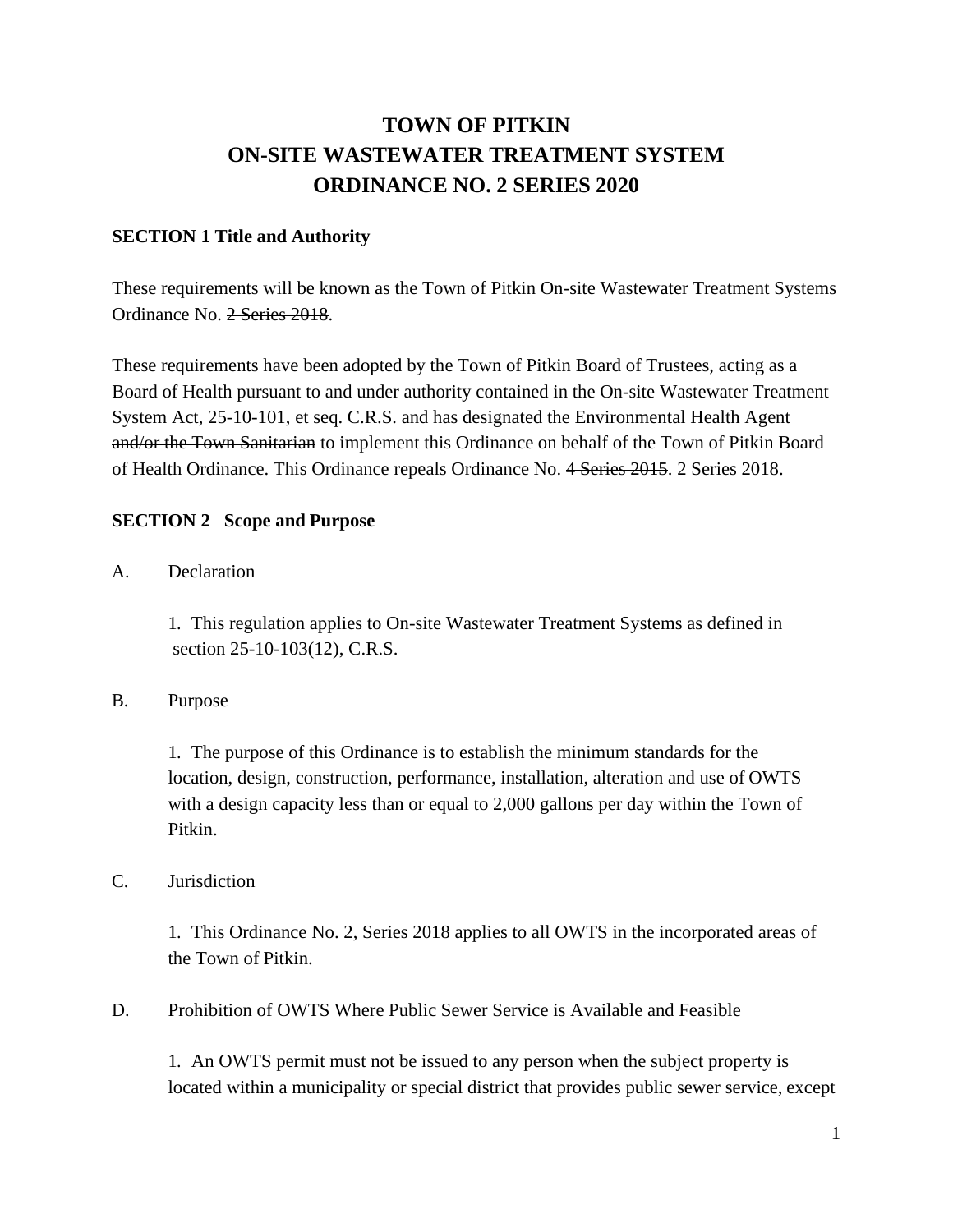# TOWN OF PITKIN
# ON-SITE WASTEWATER TREATMENT SYSTEM
# ORDINANCE NO. 2 SERIES 2020

## SECTION 1 Title and Authority

These requirements will be known as the Town of Pitkin On-site Wastewater Treatment Systems Ordinance No. ~~2 Series 2018~~.

These requirements have been adopted by the Town of Pitkin Board of Trustees, acting as a Board of Health pursuant to and under authority contained in the On-site Wastewater Treatment System Act, 25-10-101, et seq. C.R.S. and has designated the Environmental Health Agent ~~and/or the Town Sanitarian~~ to implement this Ordinance on behalf of the Town of Pitkin Board of Health Ordinance. This Ordinance repeals Ordinance No. ~~4 Series 2015~~. 2 Series 2018.

## SECTION 2 Scope and Purpose

A. Declaration

1. This regulation applies to On-site Wastewater Treatment Systems as defined in section 25-10-103(12), C.R.S.

B. Purpose

1. The purpose of this Ordinance is to establish the minimum standards for the location, design, construction, performance, installation, alteration and use of OWTS with a design capacity less than or equal to 2,000 gallons per day within the Town of Pitkin.

C. Jurisdiction

1. This Ordinance No. 2, Series 2018 applies to all OWTS in the incorporated areas of the Town of Pitkin.

D. Prohibition of OWTS Where Public Sewer Service is Available and Feasible

1. An OWTS permit must not be issued to any person when the subject property is located within a municipality or special district that provides public sewer service, except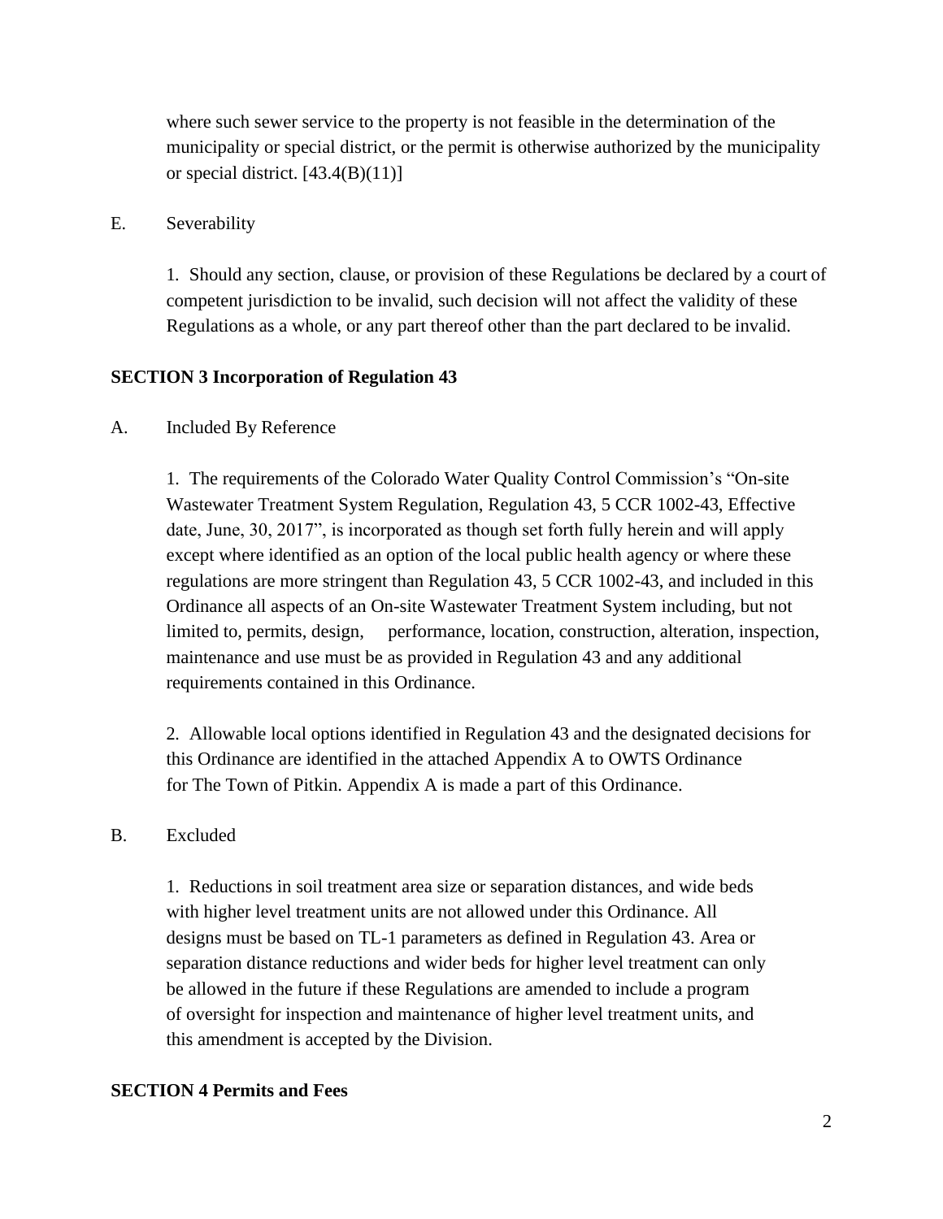where such sewer service to the property is not feasible in the determination of the municipality or special district, or the permit is otherwise authorized by the municipality or special district. [43.4(B)(11)]

E. Severability

1. Should any section, clause, or provision of these Regulations be declared by a court of competent jurisdiction to be invalid, such decision will not affect the validity of these Regulations as a whole, or any part thereof other than the part declared to be invalid.

**SECTION 3 Incorporation of Regulation 43**

A. Included By Reference

1. The requirements of the Colorado Water Quality Control Commission's "On-site Wastewater Treatment System Regulation, Regulation 43, 5 CCR 1002-43, Effective date, June, 30, 2017", is incorporated as though set forth fully herein and will apply except where identified as an option of the local public health agency or where these regulations are more stringent than Regulation 43, 5 CCR 1002-43, and included in this Ordinance all aspects of an On-site Wastewater Treatment System including, but not limited to, permits, design, performance, location, construction, alteration, inspection, maintenance and use must be as provided in Regulation 43 and any additional requirements contained in this Ordinance.

2. Allowable local options identified in Regulation 43 and the designated decisions for this Ordinance are identified in the attached Appendix A to OWTS Ordinance for The Town of Pitkin. Appendix A is made a part of this Ordinance.

B. Excluded

1. Reductions in soil treatment area size or separation distances, and wide beds with higher level treatment units are not allowed under this Ordinance. All designs must be based on TL-1 parameters as defined in Regulation 43. Area or separation distance reductions and wider beds for higher level treatment can only be allowed in the future if these Regulations are amended to include a program of oversight for inspection and maintenance of higher level treatment units, and this amendment is accepted by the Division.

**SECTION 4 Permits and Fees**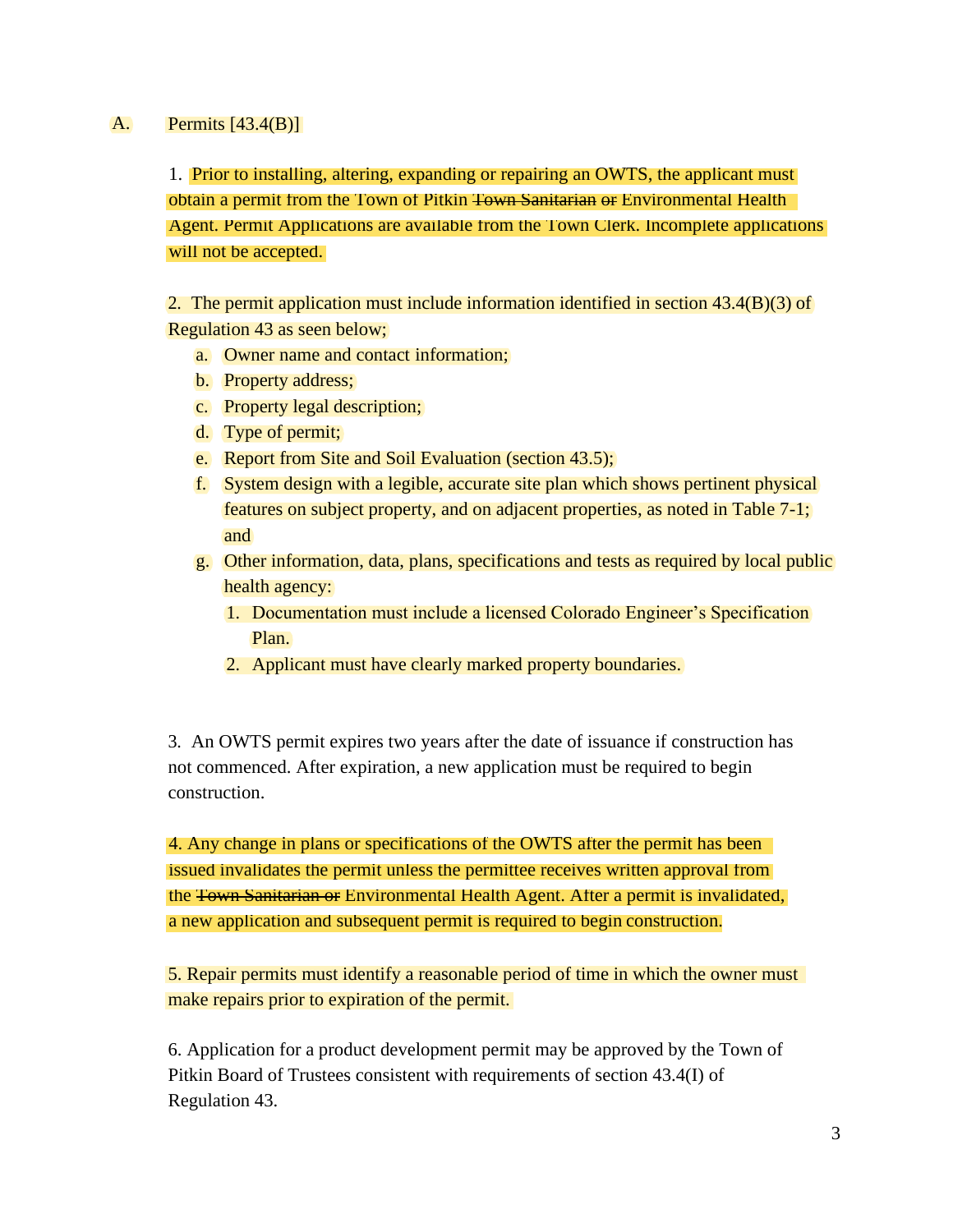A. Permits [43.4(B)]

1. Prior to installing, altering, expanding or repairing an OWTS, the applicant must obtain a permit from the Town of Pitkin ~~Town Sanitarian or~~ Environmental Health Agent. Permit Applications are available from the Town Clerk. Incomplete applications will not be accepted.

2. The permit application must include information identified in section 43.4(B)(3) of Regulation 43 as seen below;

   a. Owner name and contact information;
   b. Property address;
   c. Property legal description;
   d. Type of permit;
   e. Report from Site and Soil Evaluation (section 43.5);
   f. System design with a legible, accurate site plan which shows pertinent physical features on subject property, and on adjacent properties, as noted in Table 7-1; and
   g. Other information, data, plans, specifications and tests as required by local public health agency:
      1. Documentation must include a licensed Colorado Engineer's Specification Plan.
      2. Applicant must have clearly marked property boundaries.

3. An OWTS permit expires two years after the date of issuance if construction has not commenced. After expiration, a new application must be required to begin construction.

4. Any change in plans or specifications of the OWTS after the permit has been issued invalidates the permit unless the permittee receives written approval from the ~~Town Sanitarian or~~ Environmental Health Agent. After a permit is invalidated, a new application and subsequent permit is required to begin construction.

5. Repair permits must identify a reasonable period of time in which the owner must make repairs prior to expiration of the permit.

6. Application for a product development permit may be approved by the Town of Pitkin Board of Trustees consistent with requirements of section 43.4(I) of Regulation 43.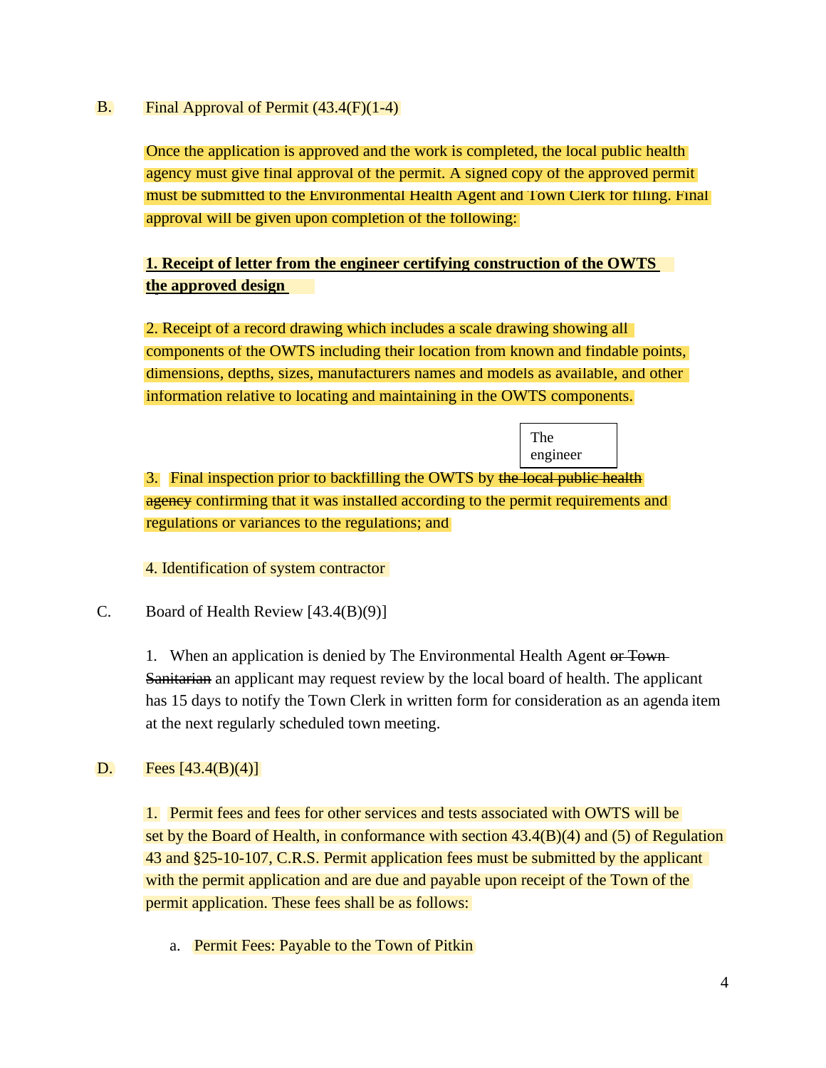B. Final Approval of Permit (43.4(F)(1-4)

Once the application is approved and the work is completed, the local public health agency must give final approval of the permit. A signed copy of the approved permit must be submitted to the Environmental Health Agent and Town Clerk for filing. Final approval will be given upon completion of the following:

**1. Receipt of letter from the engineer certifying construction of the OWTS the approved design**

2. Receipt of a record drawing which includes a scale drawing showing all components of the OWTS including their location from known and findable points, dimensions, depths, sizes, manufacturers names and models as available, and other information relative to locating and maintaining in the OWTS components.

The engineer

3. Final inspection prior to backfilling the OWTS by ~~the local public health agency~~ confirming that it was installed according to the permit requirements and regulations or variances to the regulations; and

4. Identification of system contractor

C. Board of Health Review [43.4(B)(9)]

1. When an application is denied by The Environmental Health Agent ~~or Town Sanitarian~~ an applicant may request review by the local board of health. The applicant has 15 days to notify the Town Clerk in written form for consideration as an agenda item at the next regularly scheduled town meeting.

D. Fees [43.4(B)(4)]

1. Permit fees and fees for other services and tests associated with OWTS will be set by the Board of Health, in conformance with section 43.4(B)(4) and (5) of Regulation 43 and §25-10-107, C.R.S. Permit application fees must be submitted by the applicant with the permit application and are due and payable upon receipt of the Town of the permit application. These fees shall be as follows:

a. Permit Fees: Payable to the Town of Pitkin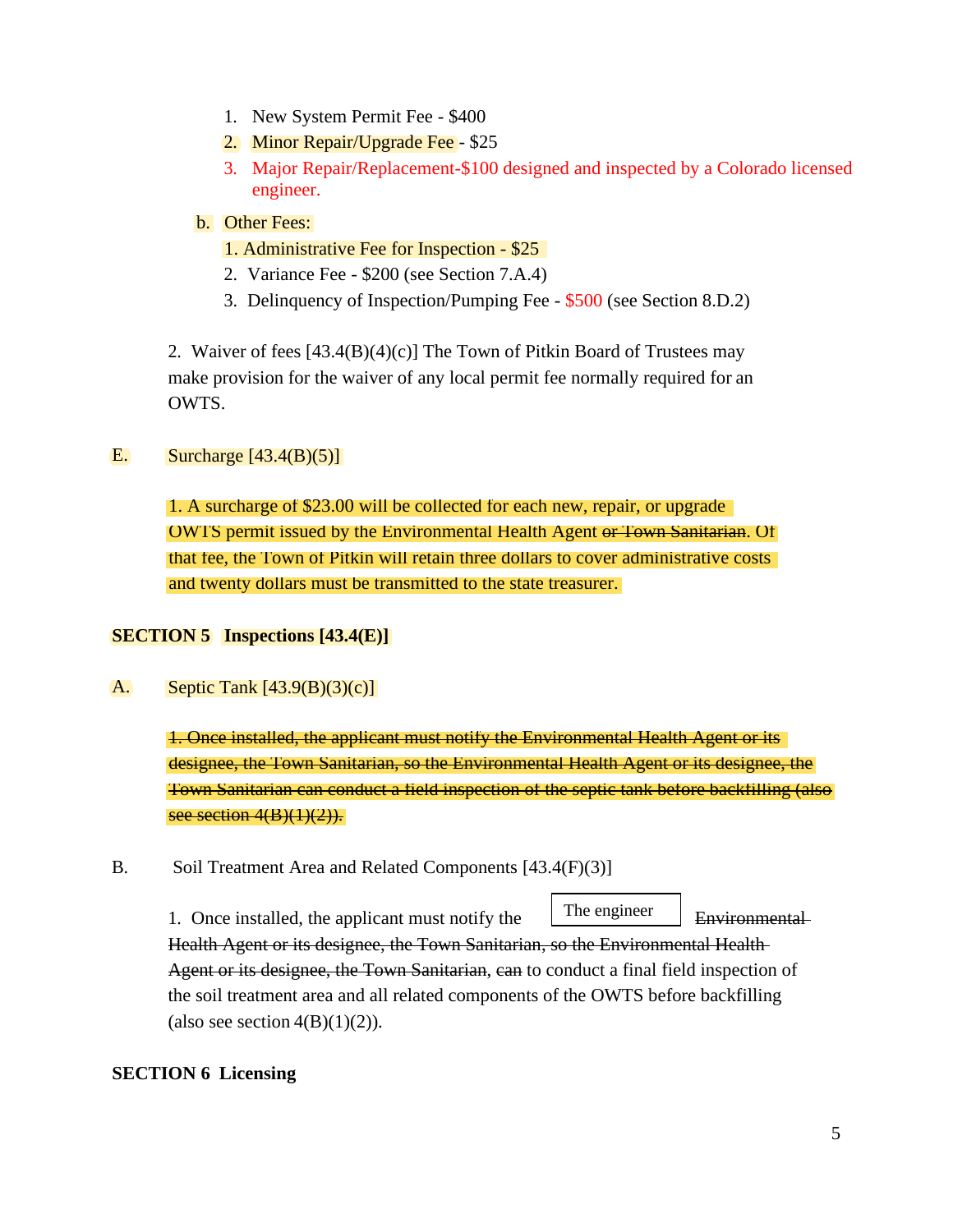1. New System Permit Fee - $400
2. Minor Repair/Upgrade Fee - $25
3. Major Repair/Replacement-$100 designed and inspected by a Colorado licensed engineer.

b. Other Fees:

1. Administrative Fee for Inspection - $25
2. Variance Fee - $200 (see Section 7.A.4)
3. Delinquency of Inspection/Pumping Fee - $500 (see Section 8.D.2)

2. Waiver of fees [43.4(B)(4)(c)] The Town of Pitkin Board of Trustees may make provision for the waiver of any local permit fee normally required for an OWTS.

E. Surcharge [43.4(B)(5)]

1. A surcharge of $23.00 will be collected for each new, repair, or upgrade OWTS permit issued by the Environmental Health Agent ~~or Town Sanitarian~~. Of that fee, the Town of Pitkin will retain three dollars to cover administrative costs and twenty dollars must be transmitted to the state treasurer.

**SECTION 5 Inspections [43.4(E)]**

A. Septic Tank [43.9(B)(3)(c)]

~~1. Once installed, the applicant must notify the Environmental Health Agent or its designee, the Town Sanitarian, so the Environmental Health Agent or its designee, the Town Sanitarian can conduct a field inspection of the septic tank before backfilling (also see section 4(B)(1)(2)).~~

B. Soil Treatment Area and Related Components [43.4(F)(3)]

1. Once installed, the applicant must notify the The engineer ~~Environmental Health Agent or its designee, the Town Sanitarian, so the Environmental Health Agent or its designee, the Town Sanitarian, can~~ to conduct a final field inspection of the soil treatment area and all related components of the OWTS before backfilling (also see section 4(B)(1)(2)).

**SECTION 6 Licensing**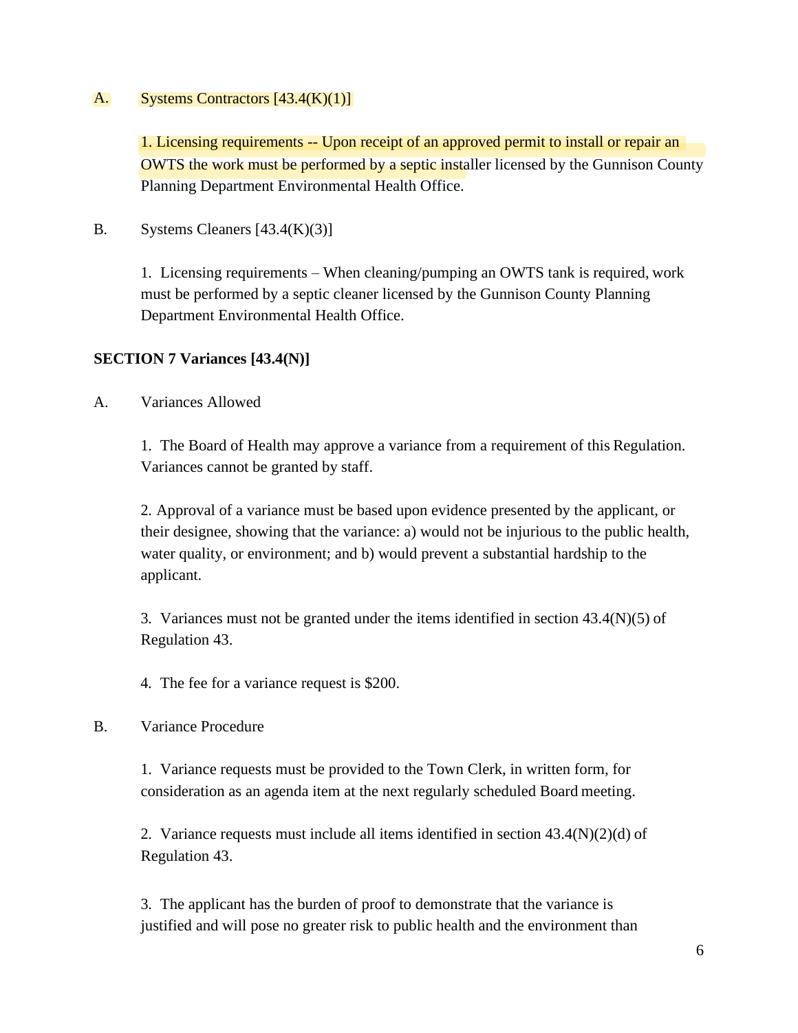A. Systems Contractors [43.4(K)(1)]

1. Licensing requirements -- Upon receipt of an approved permit to install or repair an OWTS the work must be performed by a septic installer licensed by the Gunnison County Planning Department Environmental Health Office.

B. Systems Cleaners [43.4(K)(3)]

1. Licensing requirements – When cleaning/pumping an OWTS tank is required, work must be performed by a septic cleaner licensed by the Gunnison County Planning Department Environmental Health Office.

## SECTION 7 Variances [43.4(N)]

A. Variances Allowed

1. The Board of Health may approve a variance from a requirement of this Regulation. Variances cannot be granted by staff.

2. Approval of a variance must be based upon evidence presented by the applicant, or their designee, showing that the variance: a) would not be injurious to the public health, water quality, or environment; and b) would prevent a substantial hardship to the applicant.

3. Variances must not be granted under the items identified in section 43.4(N)(5) of Regulation 43.

4. The fee for a variance request is $200.

B. Variance Procedure

1. Variance requests must be provided to the Town Clerk, in written form, for consideration as an agenda item at the next regularly scheduled Board meeting.

2. Variance requests must include all items identified in section 43.4(N)(2)(d) of Regulation 43.

3. The applicant has the burden of proof to demonstrate that the variance is justified and will pose no greater risk to public health and the environment than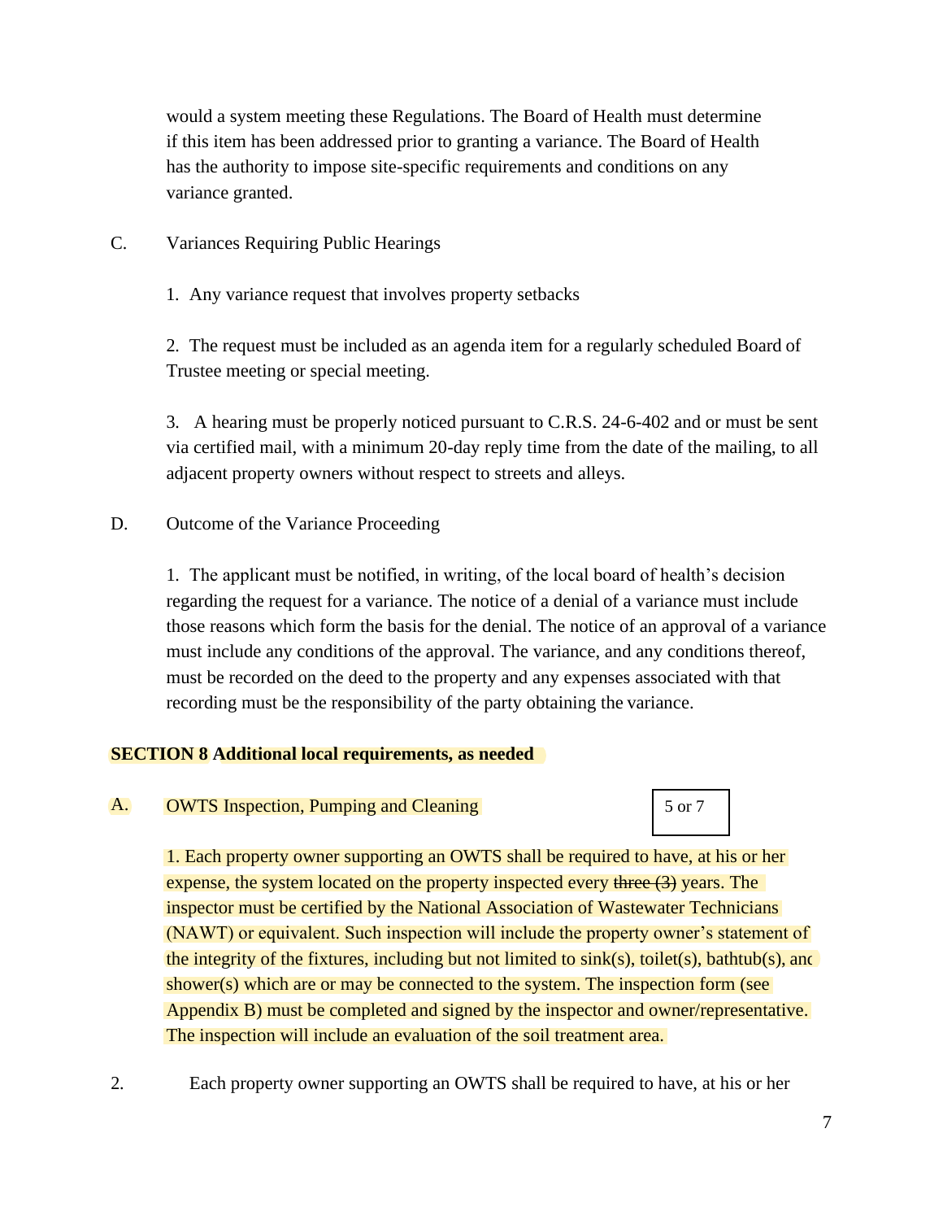would a system meeting these Regulations. The Board of Health must determine if this item has been addressed prior to granting a variance. The Board of Health has the authority to impose site-specific requirements and conditions on any variance granted.

C. Variances Requiring Public Hearings

1. Any variance request that involves property setbacks

2. The request must be included as an agenda item for a regularly scheduled Board of Trustee meeting or special meeting.

3. A hearing must be properly noticed pursuant to C.R.S. 24-6-402 and or must be sent via certified mail, with a minimum 20-day reply time from the date of the mailing, to all adjacent property owners without respect to streets and alleys.

D. Outcome of the Variance Proceeding

1. The applicant must be notified, in writing, of the local board of health's decision regarding the request for a variance. The notice of a denial of a variance must include those reasons which form the basis for the denial. The notice of an approval of a variance must include any conditions of the approval. The variance, and any conditions thereof, must be recorded on the deed to the property and any expenses associated with that recording must be the responsibility of the party obtaining the variance.

## SECTION 8 Additional local requirements, as needed

A. OWTS Inspection, Pumping and Cleaning

5 or 7

1. Each property owner supporting an OWTS shall be required to have, at his or her expense, the system located on the property inspected every ~~three (3)~~ years. The inspector must be certified by the National Association of Wastewater Technicians (NAWT) or equivalent. Such inspection will include the property owner's statement of the integrity of the fixtures, including but not limited to sink(s), toilet(s), bathtub(s), and shower(s) which are or may be connected to the system. The inspection form (see Appendix B) must be completed and signed by the inspector and owner/representative. The inspection will include an evaluation of the soil treatment area.

2. Each property owner supporting an OWTS shall be required to have, at his or her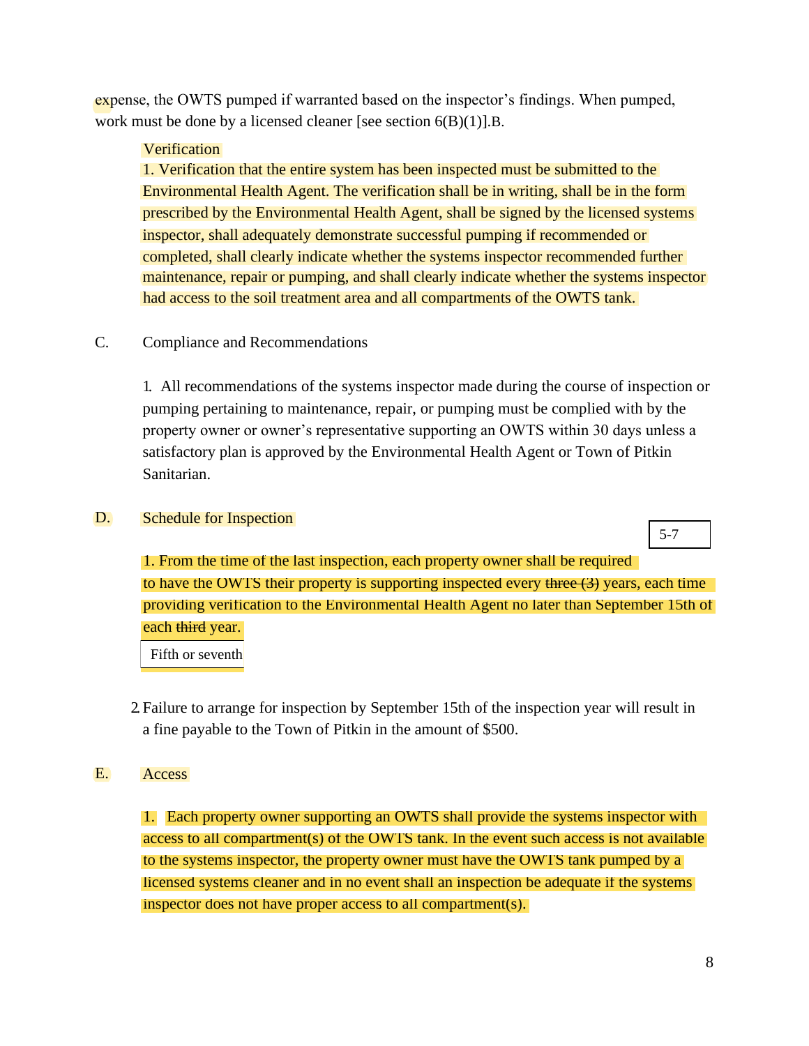expense, the OWTS pumped if warranted based on the inspector's findings. When pumped, work must be done by a licensed cleaner [see section 6(B)(1)].B.

Verification

1. Verification that the entire system has been inspected must be submitted to the Environmental Health Agent. The verification shall be in writing, shall be in the form prescribed by the Environmental Health Agent, shall be signed by the licensed systems inspector, shall adequately demonstrate successful pumping if recommended or completed, shall clearly indicate whether the systems inspector recommended further maintenance, repair or pumping, and shall clearly indicate whether the systems inspector had access to the soil treatment area and all compartments of the OWTS tank.

C. Compliance and Recommendations

1. All recommendations of the systems inspector made during the course of inspection or pumping pertaining to maintenance, repair, or pumping must be complied with by the property owner or owner's representative supporting an OWTS within 30 days unless a satisfactory plan is approved by the Environmental Health Agent or Town of Pitkin Sanitarian.

D. Schedule for Inspection

5-7

1. From the time of the last inspection, each property owner shall be required to have the OWTS their property is supporting inspected every ~~three (3)~~ years, each time providing verification to the Environmental Health Agent no later than September 15th of each ~~third~~ year.

Fifth or seventh

2. Failure to arrange for inspection by September 15th of the inspection year will result in a fine payable to the Town of Pitkin in the amount of $500.

E. Access

1. Each property owner supporting an OWTS shall provide the systems inspector with access to all compartment(s) of the OWTS tank. In the event such access is not available to the systems inspector, the property owner must have the OWTS tank pumped by a licensed systems cleaner and in no event shall an inspection be adequate if the systems inspector does not have proper access to all compartment(s).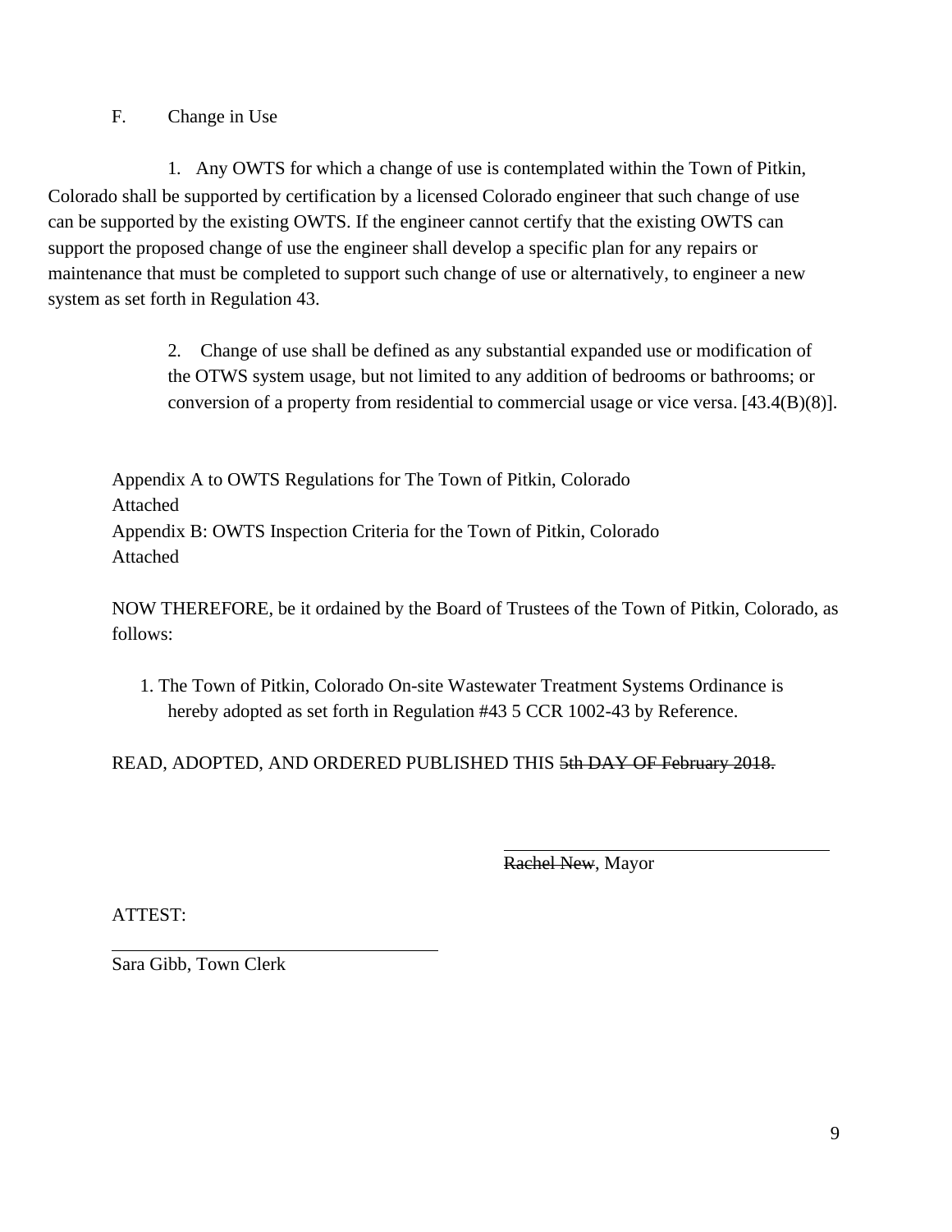F. Change in Use

1. Any OWTS for which a change of use is contemplated within the Town of Pitkin, Colorado shall be supported by certification by a licensed Colorado engineer that such change of use can be supported by the existing OWTS. If the engineer cannot certify that the existing OWTS can support the proposed change of use the engineer shall develop a specific plan for any repairs or maintenance that must be completed to support such change of use or alternatively, to engineer a new system as set forth in Regulation 43.

2. Change of use shall be defined as any substantial expanded use or modification of the OTWS system usage, but not limited to any addition of bedrooms or bathrooms; or conversion of a property from residential to commercial usage or vice versa. [43.4(B)(8)].

Appendix A to OWTS Regulations for The Town of Pitkin, Colorado
Attached
Appendix B: OWTS Inspection Criteria for the Town of Pitkin, Colorado
Attached

NOW THEREFORE, be it ordained by the Board of Trustees of the Town of Pitkin, Colorado, as follows:

1. The Town of Pitkin, Colorado On-site Wastewater Treatment Systems Ordinance is hereby adopted as set forth in Regulation #43 5 CCR 1002-43 by Reference.

READ, ADOPTED, AND ORDERED PUBLISHED THIS ~~5th DAY OF February 2018.~~

\_\_\_\_\_\_\_\_\_\_\_\_\_\_\_\_\_\_\_\_\_\_\_\_\_\_\_\_\_\_\_\_\_\_\_\_
~~Rachel New~~, Mayor

ATTEST:

\_\_\_\_\_\_\_\_\_\_\_\_\_\_\_\_\_\_\_\_\_\_\_\_\_\_\_\_\_\_\_\_\_\_\_\_
Sara Gibb, Town Clerk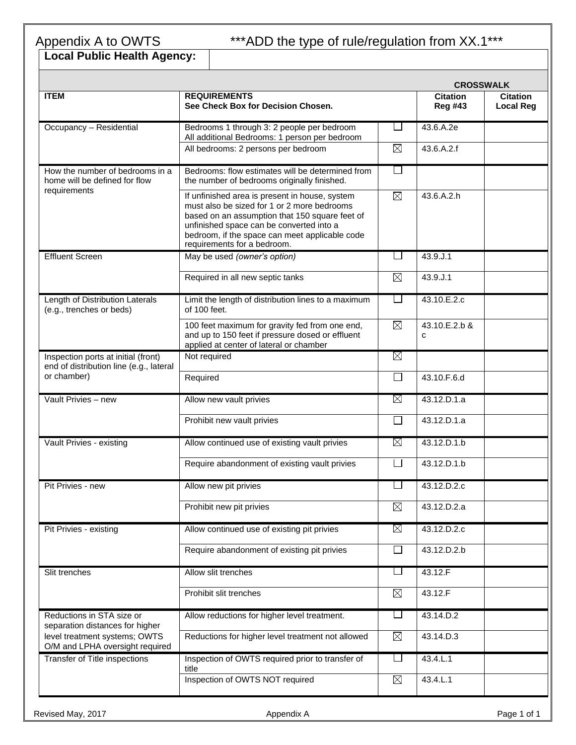# Appendix A to OWTS ***ADD the type of rule/regulation from XX.1***

| **Local Public Health Agency:** | | | | |
|---|---|---|---|---|
| | | | **CROSSWALK** | |
| **ITEM** | **REQUIREMENTS** **See Check Box for Decision Chosen.** | | **Citation Reg #43** | **Citation Local Reg** |
| Occupancy – Residential | Bedrooms 1 through 3: 2 people per bedroom All additional Bedrooms: 1 person per bedroom | ☐ | 43.6.A.2e | |
| | All bedrooms: 2 persons per bedroom | ☒ | 43.6.A.2.f | |
| How the number of bedrooms in a home will be defined for flow requirements | Bedrooms: flow estimates will be determined from the number of bedrooms originally finished. | ☐ | | |
| | If unfinished area is present in house, system must also be sized for 1 or 2 more bedrooms based on an assumption that 150 square feet of unfinished space can be converted into a bedroom, if the space can meet applicable code requirements for a bedroom. | ☒ | 43.6.A.2.h | |
| Effluent Screen | May be used *(owner's option)* | ☐ | 43.9.J.1 | |
| | Required in all new septic tanks | ☒ | 43.9.J.1 | |
| Length of Distribution Laterals (e.g., trenches or beds) | Limit the length of distribution lines to a maximum of 100 feet. | ☐ | 43.10.E.2.c | |
| | 100 feet maximum for gravity fed from one end, and up to 150 feet if pressure dosed or effluent applied at center of lateral or chamber | ☒ | 43.10.E.2.b & c | |
| Inspection ports at initial (front) end of distribution line (e.g., lateral or chamber) | Not required | ☒ | | |
| | Required | ☐ | 43.10.F.6.d | |
| Vault Privies – new | Allow new vault privies | ☒ | 43.12.D.1.a | |
| | Prohibit new vault privies | ☐ | 43.12.D.1.a | |
| Vault Privies - existing | Allow continued use of existing vault privies | ☒ | 43.12.D.1.b | |
| | Require abandonment of existing vault privies | ☐ | 43.12.D.1.b | |
| Pit Privies - new | Allow new pit privies | ☐ | 43.12.D.2.c | |
| | Prohibit new pit privies | ☒ | 43.12.D.2.a | |
| Pit Privies - existing | Allow continued use of existing pit privies | ☒ | 43.12.D.2.c | |
| | Require abandonment of existing pit privies | ☐ | 43.12.D.2.b | |
| Slit trenches | Allow slit trenches | ☐ | 43.12.F | |
| | Prohibit slit trenches | ☒ | 43.12.F | |
| Reductions in STA size or separation distances for higher level treatment systems; OWTS O/M and LPHA oversight required | Allow reductions for higher level treatment. | ☐ | 43.14.D.2 | |
| | Reductions for higher level treatment not allowed | ☒ | 43.14.D.3 | |
| Transfer of Title inspections | Inspection of OWTS required prior to transfer of title | ☐ | 43.4.L.1 | |
| | Inspection of OWTS NOT required | ☒ | 43.4.L.1 | |

Revised May, 2017 Appendix A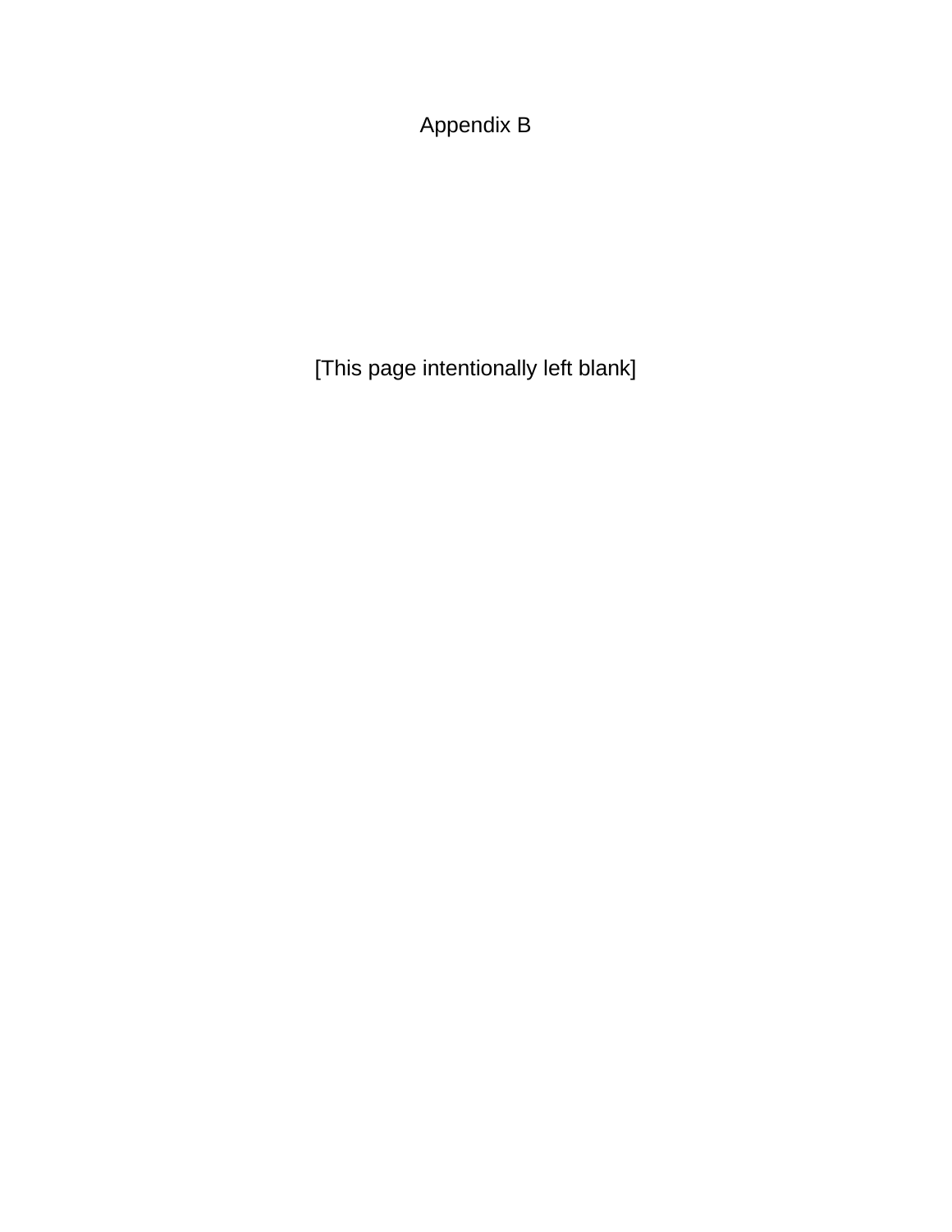Appendix B

[This page intentionally left blank]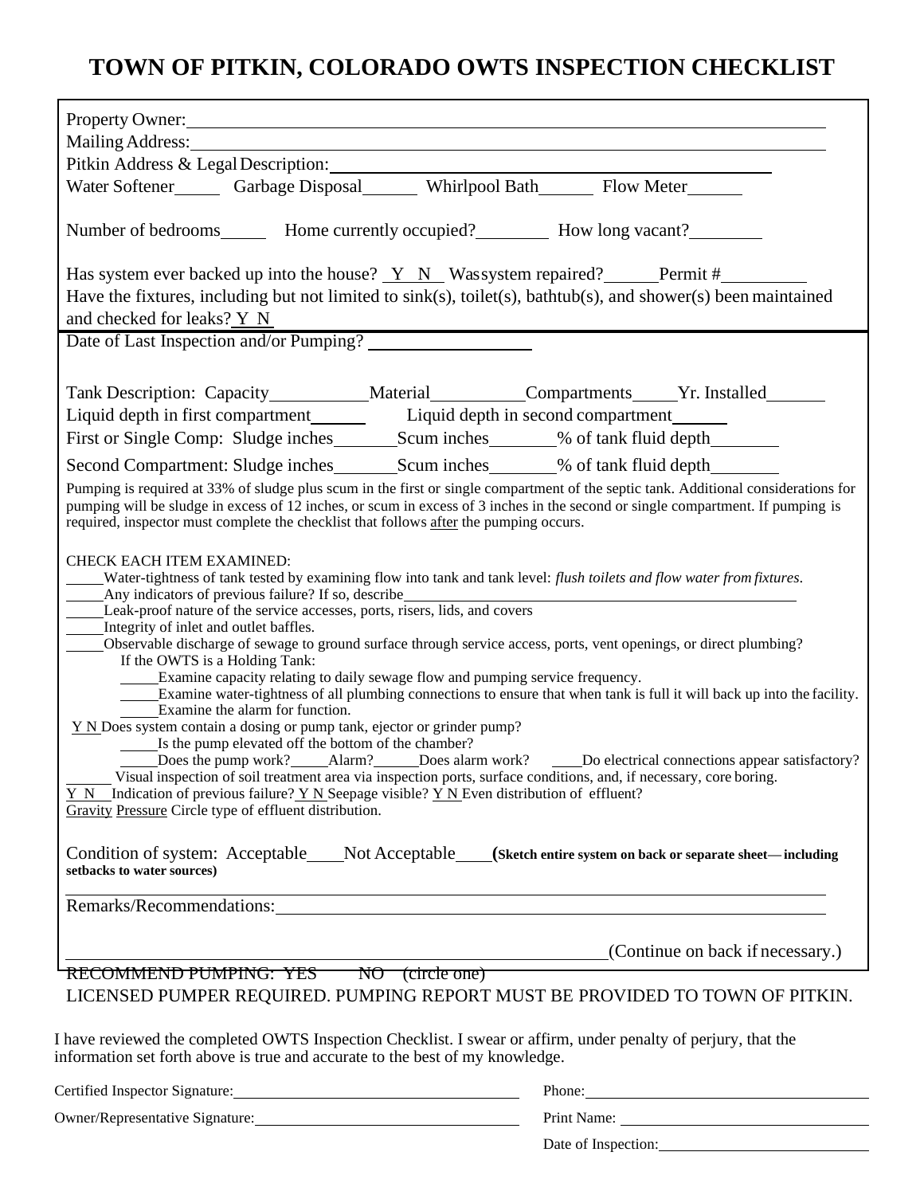# TOWN OF PITKIN, COLORADO OWTS INSPECTION CHECKLIST

Property Owner: ____________________

Mailing Address: ____________________

Pitkin Address & Legal Description: ____________________

Water Softener_____ Garbage Disposal_____ Whirlpool Bath_____ Flow Meter_____

Number of bedrooms_____ Home currently occupied?________ How long vacant?________

Has system ever backed up into the house? Y N Was system repaired?_____ Permit #________

Have the fixtures, including but not limited to sink(s), toilet(s), bathtub(s), and shower(s) been maintained and checked for leaks? Y N

Date of Last Inspection and/or Pumping? ____________

Tank Description: Capacity__________ Material__________ Compartments_____ Yr. Installed______

Liquid depth in first compartment______ Liquid depth in second compartment______

First or Single Comp: Sludge inches_______ Scum inches_______ % of tank fluid depth_______

Second Compartment: Sludge inches_______ Scum inches_______ % of tank fluid depth_______

Pumping is required at 33% of sludge plus scum in the first or single compartment of the septic tank. Additional considerations for pumping will be sludge in excess of 12 inches, or scum in excess of 3 inches in the second or single compartment. If pumping is required, inspector must complete the checklist that follows after the pumping occurs.

CHECK EACH ITEM EXAMINED:

_____Water-tightness of tank tested by examining flow into tank and tank level: *flush toilets and flow water from fixtures.*

_____Any indicators of previous failure? If so, describe____________________

_____Leak-proof nature of the service accesses, ports, risers, lids, and covers

_____Integrity of inlet and outlet baffles.

_____Observable discharge of sewage to ground surface through service access, ports, vent openings, or direct plumbing?

If the OWTS is a Holding Tank:

- _____Examine capacity relating to daily sewage flow and pumping service frequency.
- _____Examine water-tightness of all plumbing connections to ensure that when tank is full it will back up into the facility.
- _____Examine the alarm for function.

Y N Does system contain a dosing or pump tank, ejector or grinder pump?

- _____Is the pump elevated off the bottom of the chamber?
- _____Does the pump work?_____Alarm?_____Does alarm work? _____Do electrical connections appear satisfactory?

_____Visual inspection of soil treatment area via inspection ports, surface conditions, and, if necessary, core boring.

Y N Indication of previous failure? Y N Seepage visible? Y N Even distribution of effluent?

Gravity Pressure Circle type of effluent distribution.

Condition of system: Acceptable____ Not Acceptable____ **(Sketch entire system on back or separate sheet— including setbacks to water sources)**

Remarks/Recommendations: ____________________

____________________ (Continue on back if necessary.)

~~RECOMMEND PUMPING: YES NO (circle one)~~

LICENSED PUMPER REQUIRED. PUMPING REPORT MUST BE PROVIDED TO TOWN OF PITKIN.

I have reviewed the completed OWTS Inspection Checklist. I swear or affirm, under penalty of perjury, that the information set forth above is true and accurate to the best of my knowledge.

Certified Inspector Signature: ____________________ Phone: ____________________

Owner/Representative Signature: ____________________ Print Name: ____________________

Date of Inspection: ____________________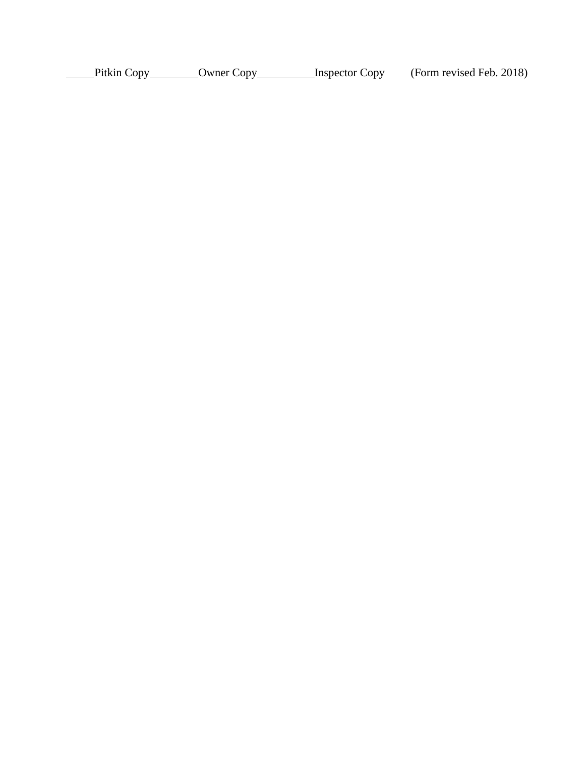_____Pitkin Copy_________Owner Copy__________Inspector Copy (Form revised Feb. 2018)